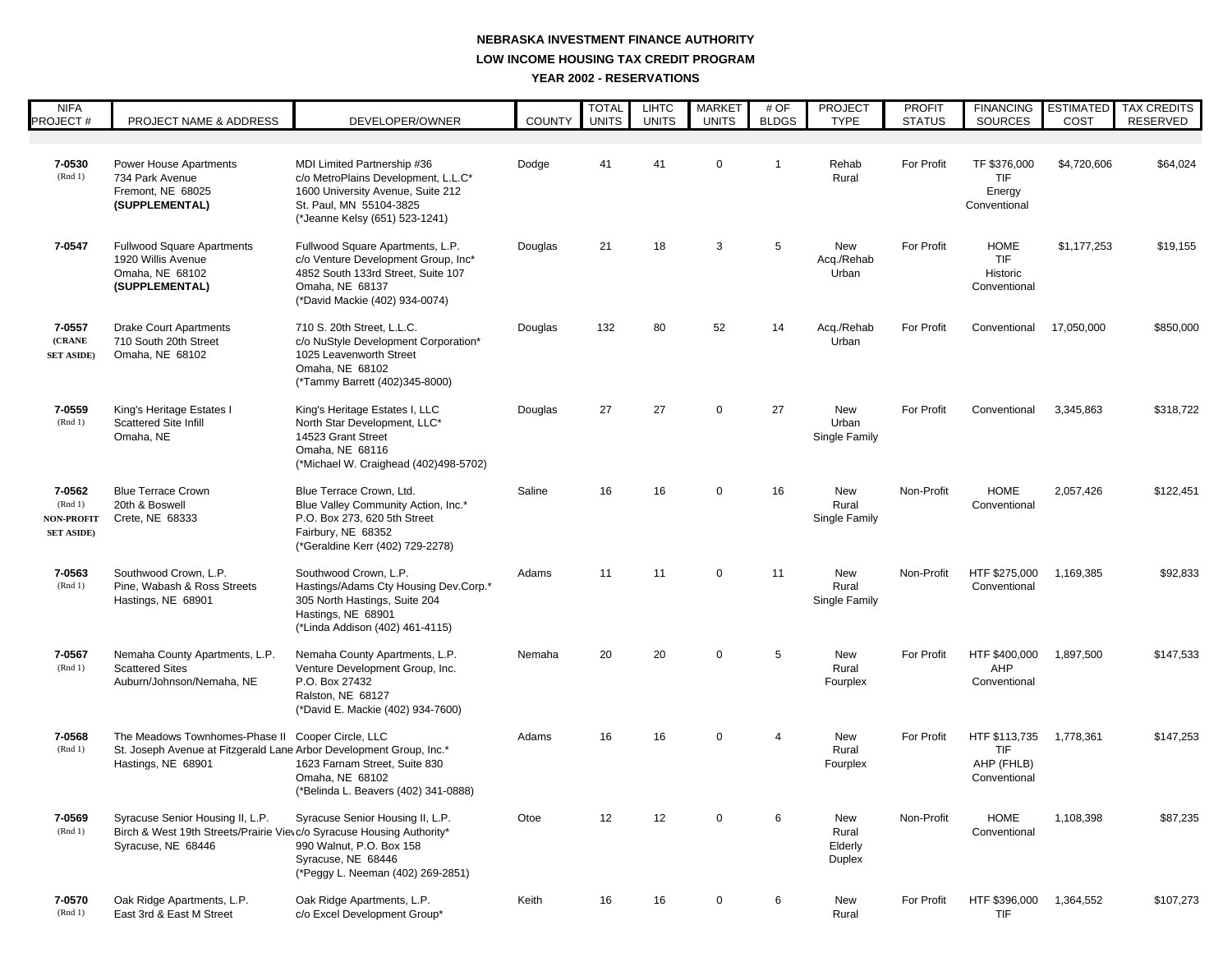**NEBRASKA INVESTMENT FINANCE AUTHORITY**

**LOW INCOME HOUSING TAX CREDIT PROGRAM**

**YEAR 2002 - RESERVATIONS**

| NIFA PROJECT # | PROJECT NAME & ADDRESS | DEVELOPER/OWNER | COUNTY | TOTAL UNITS | LIHTC UNITS | MARKET UNITS | # OF BLDGS | PROJECT TYPE | PROFIT STATUS | FINANCING SOURCES | ESTIMATED COST | TAX CREDITS RESERVED |
|---|---|---|---|---|---|---|---|---|---|---|---|---|
| **7-0530** (Rnd 1) | Power House Apartments<br>734 Park Avenue<br>Fremont, NE 68025<br>**(SUPPLEMENTAL)** | MDI Limited Partnership #36<br>c/o MetroPlains Development, L.L.C*<br>1600 University Avenue, Suite 212<br>St. Paul, MN 55104-3825<br>(*Jeanne Kelsy (651) 523-1241) | Dodge | 41 | 41 | 0 | 1 | Rehab<br>Rural | For Profit | TF $376,000<br>TIF<br>Energy<br>Conventional | $4,720,606 | $64,024 |
| **7-0547** | Fullwood Square Apartments<br>1920 Willis Avenue<br>Omaha, NE 68102<br>**(SUPPLEMENTAL)** | Fullwood Square Apartments, L.P.<br>c/o Venture Development Group, Inc*<br>4852 South 133rd Street, Suite 107<br>Omaha, NE 68137<br>(*David Mackie (402) 934-0074) | Douglas | 21 | 18 | 3 | 5 | New<br>Acq./Rehab<br>Urban | For Profit | HOME<br>TIF<br>Historic<br>Conventional | $1,177,253 | $19,155 |
| **7-0557** **(CRANE SET ASIDE)** | Drake Court Apartments<br>710 South 20th Street<br>Omaha, NE 68102 | 710 S. 20th Street, L.L.C.<br>c/o NuStyle Development Corporation*<br>1025 Leavenworth Street<br>Omaha, NE 68102<br>(*Tammy Barrett (402)345-8000) | Douglas | 132 | 80 | 52 | 14 | Acq./Rehab<br>Urban | For Profit | Conventional | 17,050,000 | $850,000 |
| **7-0559** (Rnd 1) | King's Heritage Estates I<br>Scattered Site Infill<br>Omaha, NE | King's Heritage Estates I, LLC<br>North Star Development, LLC*<br>14523 Grant Street<br>Omaha, NE 68116<br>(*Michael W. Craighead (402)498-5702) | Douglas | 27 | 27 | 0 | 27 | New<br>Urban<br>Single Family | For Profit | Conventional | 3,345,863 | $318,722 |
| **7-0562** (Rnd 1) **NON-PROFIT SET ASIDE)** | Blue Terrace Crown<br>20th & Boswell<br>Crete, NE 68333 | Blue Terrace Crown, Ltd.<br>Blue Valley Community Action, Inc.*<br>P.O. Box 273, 620 5th Street<br>Fairbury, NE 68352<br>(*Geraldine Kerr (402) 729-2278) | Saline | 16 | 16 | 0 | 16 | New<br>Rural<br>Single Family | Non-Profit | HOME<br>Conventional | 2,057,426 | $122,451 |
| **7-0563** (Rnd 1) | Southwood Crown, L.P.<br>Pine, Wabash & Ross Streets<br>Hastings, NE 68901 | Southwood Crown, L.P.<br>Hastings/Adams Cty Housing Dev.Corp.*<br>305 North Hastings, Suite 204<br>Hastings, NE 68901<br>(*Linda Addison (402) 461-4115) | Adams | 11 | 11 | 0 | 11 | New<br>Rural<br>Single Family | Non-Profit | HTF $275,000<br>Conventional | 1,169,385 | $92,833 |
| **7-0567** (Rnd 1) | Nemaha County Apartments, L.P.<br>Scattered Sites<br>Auburn/Johnson/Nemaha, NE | Nemaha County Apartments, L.P.<br>Venture Development Group, Inc.<br>P.O. Box 27432<br>Ralston, NE 68127<br>(*David E. Mackie (402) 934-7600) | Nemaha | 20 | 20 | 0 | 5 | New<br>Rural<br>Fourplex | For Profit | HTF $400,000<br>AHP<br>Conventional | 1,897,500 | $147,533 |
| **7-0568** (Rnd 1) | The Meadows Townhomes-Phase II<br>St. Joseph Avenue at Fitzgerald Lane<br>Hastings, NE 68901 | Cooper Circle, LLC<br>Arbor Development Group, Inc.*<br>1623 Farnam Street, Suite 830<br>Omaha, NE 68102<br>(*Belinda L. Beavers (402) 341-0888) | Adams | 16 | 16 | 0 | 4 | New<br>Rural<br>Fourplex | For Profit | HTF $113,735<br>TIF<br>AHP (FHLB)<br>Conventional | 1,778,361 | $147,253 |
| **7-0569** (Rnd 1) | Syracuse Senior Housing II, L.P.<br>Birch & West 19th Streets/Prairie View<br>Syracuse, NE 68446 | Syracuse Senior Housing II, L.P.<br>c/o Syracuse Housing Authority*<br>990 Walnut, P.O. Box 158<br>Syracuse, NE 68446<br>(*Peggy L. Neeman (402) 269-2851) | Otoe | 12 | 12 | 0 | 6 | New<br>Rural<br>Elderly<br>Duplex | Non-Profit | HOME<br>Conventional | 1,108,398 | $87,235 |
| **7-0570** (Rnd 1) | Oak Ridge Apartments, L.P.<br>East 3rd & East M Street | Oak Ridge Apartments, L.P.<br>c/o Excel Development Group* | Keith | 16 | 16 | 0 | 6 | New<br>Rural | For Profit | HTF $396,000<br>TIF | 1,364,552 | $107,273 |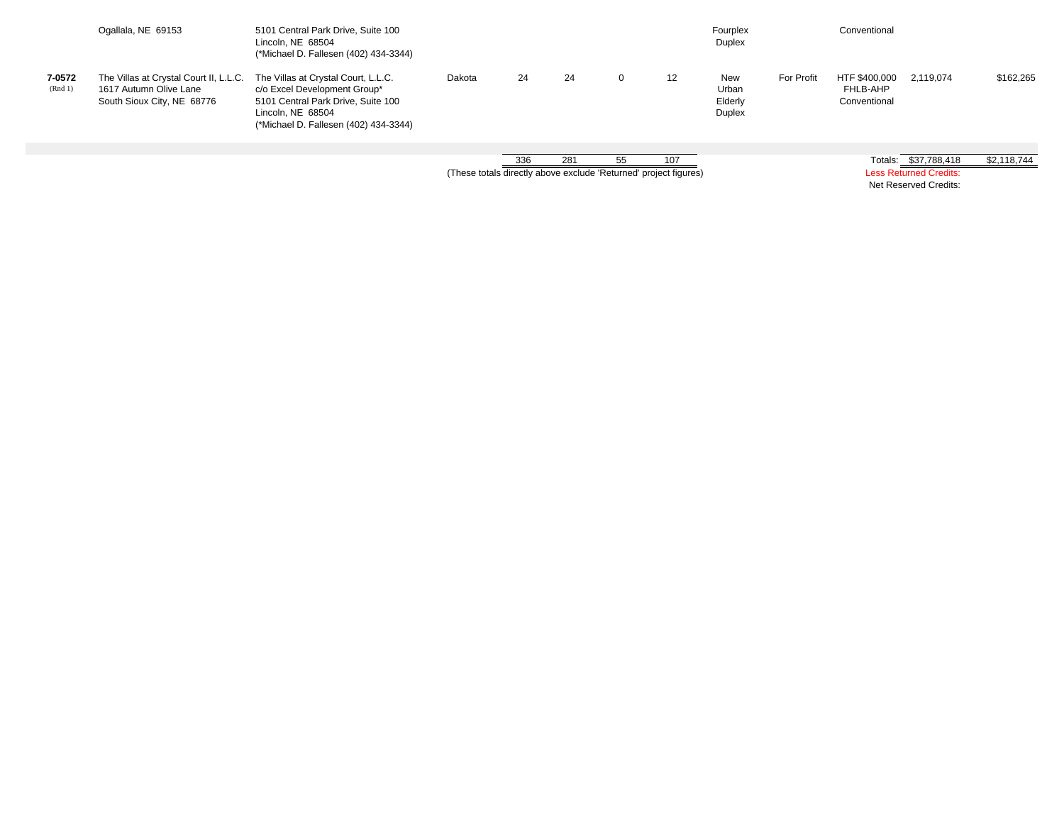| | | | | | | | | | | | | |
|---|---|---|---|---|---|---|---|---|---|---|---|---|
| | Ogallala, NE 69153 | 5101 Central Park Drive, Suite 100<br>Lincoln, NE 68504<br>(*Michael D. Fallesen (402) 434-3344) | | | | | | Fourplex<br>Duplex | | Conventional | | |
| **7-0572**<br>(Rnd 1) | The Villas at Crystal Court II, L.L.C.<br>1617 Autumn Olive Lane<br>South Sioux City, NE 68776 | The Villas at Crystal Court, L.L.C.<br>c/o Excel Development Group*<br>5101 Central Park Drive, Suite 100<br>Lincoln, NE 68504<br>(*Michael D. Fallesen (402) 434-3344) | Dakota | 24 | 24 | 0 | 12 | New<br>Urban<br>Elderly<br>Duplex | For Profit | HTF $400,000<br>FHLB-AHP<br>Conventional | 2,119,074 | $162,265 |
| | | | | 336 | 281 | 55 | 107 | | | Totals: | $37,788,418 | $2,118,744 |
| | | | | | | | | | | | Less Returned Credits: | |
| | | | | | | | | | | | Net Reserved Credits: | |

(These totals directly above exclude 'Returned' project figures)